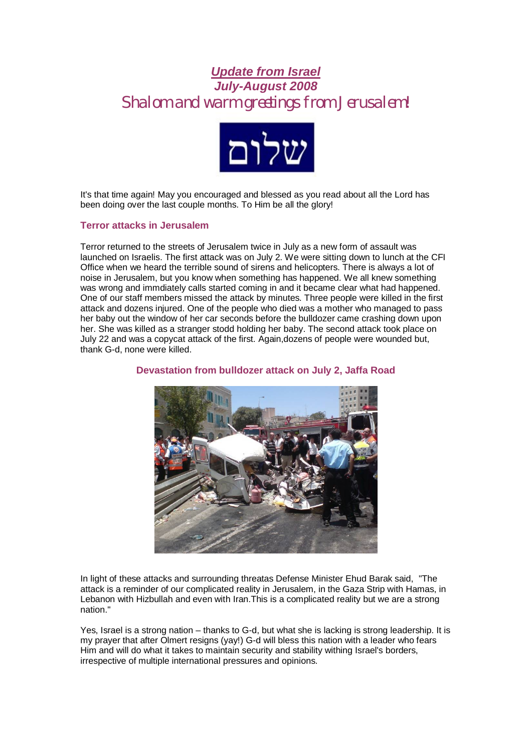# ***Update from Israel***
## ***July-August 2008***

## Shalom and warm greetings from Jerusalem!

שלום

It's that time again! May you encouraged and blessed as you read about all the Lord has been doing over the last couple months. To Him be all the glory!

### Terror attacks in Jerusalem

Terror returned to the streets of Jerusalem twice in July as a new form of assault was launched on Israelis. The first attack was on July 2. We were sitting down to lunch at the CFI Office when we heard the terrible sound of sirens and helicopters. There is always a lot of noise in Jerusalem, but you know when something has happened. We all knew something was wrong and immdiately calls started coming in and it became clear what had happened. One of our staff members missed the attack by minutes. Three people were killed in the first attack and dozens injured. One of the people who died was a mother who managed to pass her baby out the window of her car seconds before the bulldozer came crashing down upon her. She was killed as a stranger stodd holding her baby. The second attack took place on July 22 and was a copycat attack of the first. Again,dozens of people were wounded but, thank G-d, none were killed.

**Devastation from bulldozer attack on July 2, Jaffa Road**

In light of these attacks and surrounding threatas Defense Minister Ehud Barak said, "The attack is a reminder of our complicated reality in Jerusalem, in the Gaza Strip with Hamas, in Lebanon with Hizbullah and even with Iran.This is a complicated reality but we are a strong nation."

Yes, Israel is a strong nation – thanks to G-d, but what she is lacking is strong leadership. It is my prayer that after Olmert resigns (yay!) G-d will bless this nation with a leader who fears Him and will do what it takes to maintain security and stability withing Israel's borders, irrespective of multiple international pressures and opinions.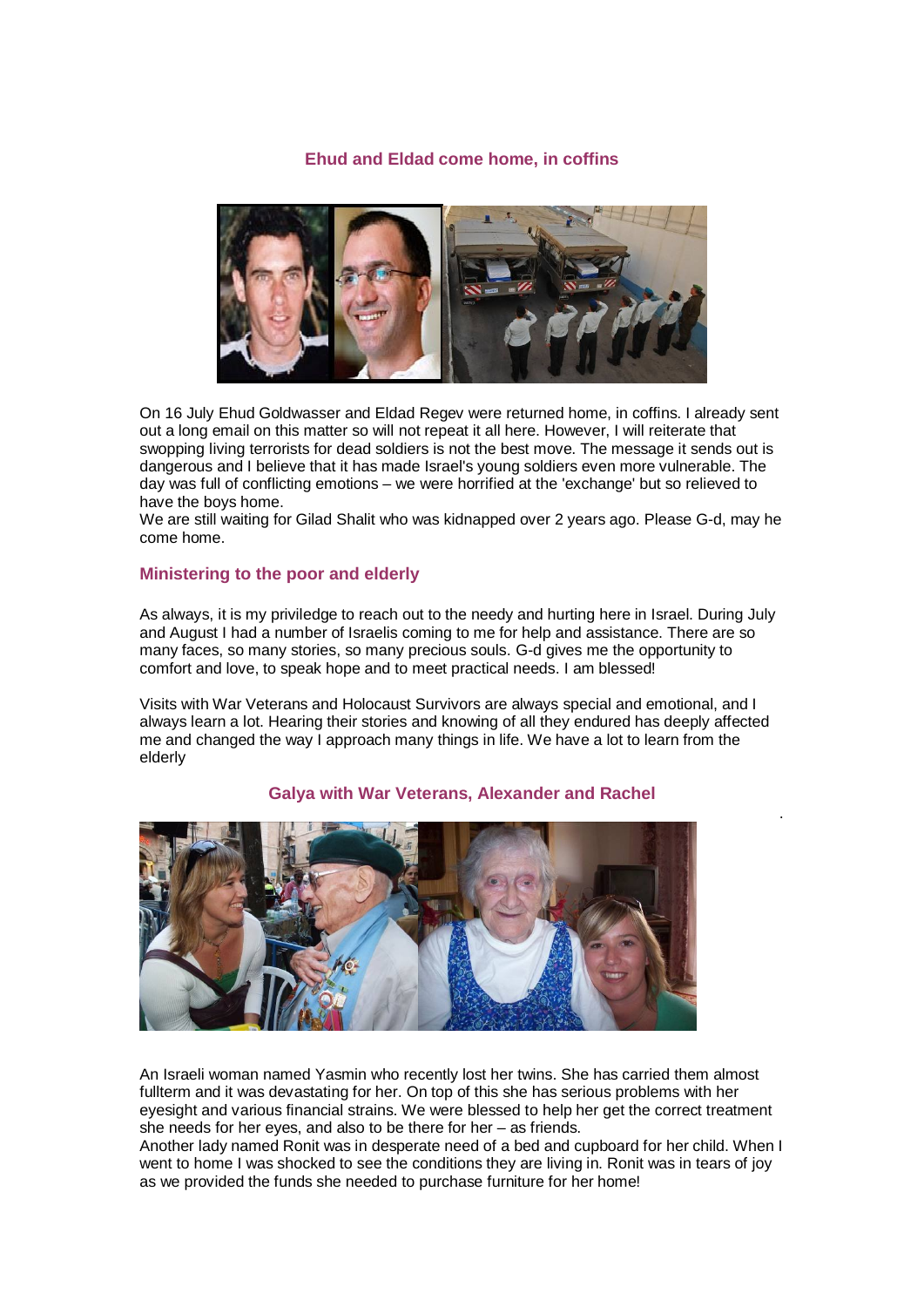## Ehud and Eldad come home, in coffins

On 16 July Ehud Goldwasser and Eldad Regev were returned home, in coffins. I already sent out a long email on this matter so will not repeat it all here. However, I will reiterate that swopping living terrorists for dead soldiers is not the best move. The message it sends out is dangerous and I believe that it has made Israel's young soldiers even more vulnerable. The day was full of conflicting emotions – we were horrified at the 'exchange' but so relieved to have the boys home.

We are still waiting for Gilad Shalit who was kidnapped over 2 years ago. Please G-d, may he come home.

## Ministering to the poor and elderly

As always, it is my priviledge to reach out to the needy and hurting here in Israel. During July and August I had a number of Israelis coming to me for help and assistance. There are so many faces, so many stories, so many precious souls. G-d gives me the opportunity to comfort and love, to speak hope and to meet practical needs. I am blessed!

Visits with War Veterans and Holocaust Survivors are always special and emotional, and I always learn a lot. Hearing their stories and knowing of all they endured has deeply affected me and changed the way I approach many things in life. We have a lot to learn from the elderly

**Galya with War Veterans, Alexander and Rachel**

An Israeli woman named Yasmin who recently lost her twins. She has carried them almost fullterm and it was devastating for her. On top of this she has serious problems with her eyesight and various financial strains. We were blessed to help her get the correct treatment she needs for her eyes, and also to be there for her – as friends.

Another lady named Ronit was in desperate need of a bed and cupboard for her child. When I went to home I was shocked to see the conditions they are living in. Ronit was in tears of joy as we provided the funds she needed to purchase furniture for her home!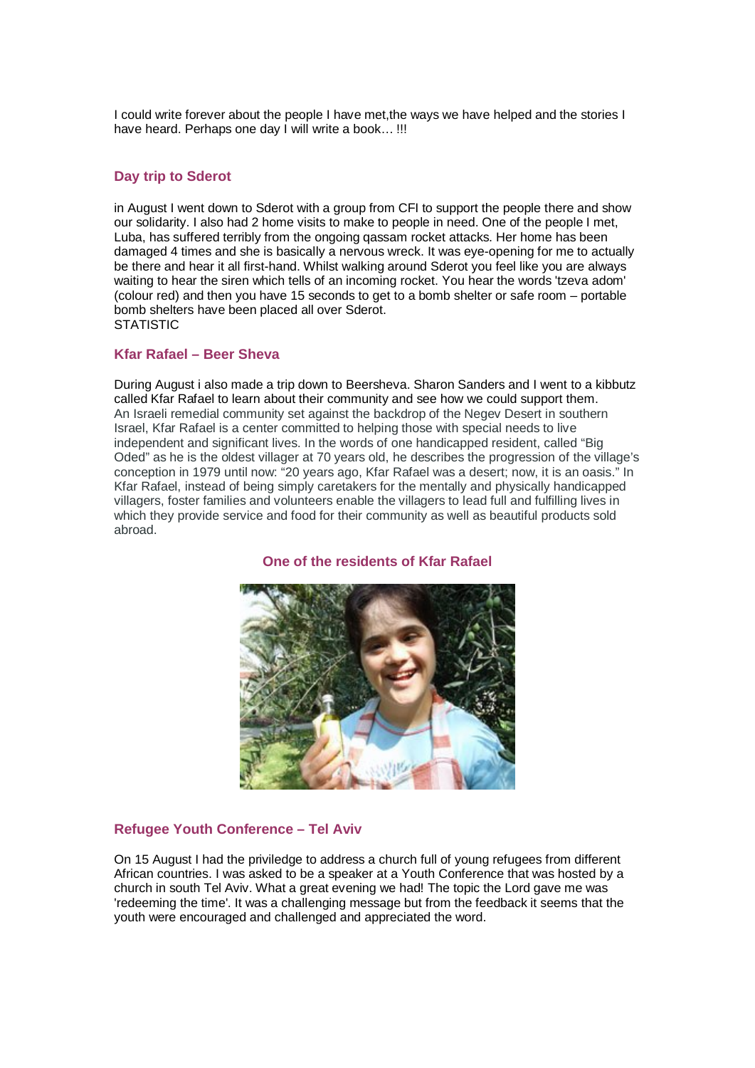I could write forever about the people I have met,the ways we have helped and the stories I have heard. Perhaps one day I will write a book… !!!

### Day trip to Sderot

in August I went down to Sderot with a group from CFI to support the people there and show our solidarity. I also had 2 home visits to make to people in need. One of the people I met, Luba, has suffered terribly from the ongoing qassam rocket attacks. Her home has been damaged 4 times and she is basically a nervous wreck. It was eye-opening for me to actually be there and hear it all first-hand. Whilst walking around Sderot you feel like you are always waiting to hear the siren which tells of an incoming rocket. You hear the words 'tzeva adom' (colour red) and then you have 15 seconds to get to a bomb shelter or safe room – portable bomb shelters have been placed all over Sderot.
STATISTIC

### Kfar Rafael – Beer Sheva

During August i also made a trip down to Beersheva. Sharon Sanders and I went to a kibbutz called Kfar Rafael to learn about their community and see how we could support them. An Israeli remedial community set against the backdrop of the Negev Desert in southern Israel, Kfar Rafael is a center committed to helping those with special needs to live independent and significant lives. In the words of one handicapped resident, called "Big Oded" as he is the oldest villager at 70 years old, he describes the progression of the village's conception in 1979 until now: "20 years ago, Kfar Rafael was a desert; now, it is an oasis." In Kfar Rafael, instead of being simply caretakers for the mentally and physically handicapped villagers, foster families and volunteers enable the villagers to lead full and fulfilling lives in which they provide service and food for their community as well as beautiful products sold abroad.

**One of the residents of Kfar Rafael**

### Refugee Youth Conference – Tel Aviv

On 15 August I had the priviledge to address a church full of young refugees from different African countries. I was asked to be a speaker at a Youth Conference that was hosted by a church in south Tel Aviv. What a great evening we had! The topic the Lord gave me was 'redeeming the time'. It was a challenging message but from the feedback it seems that the youth were encouraged and challenged and appreciated the word.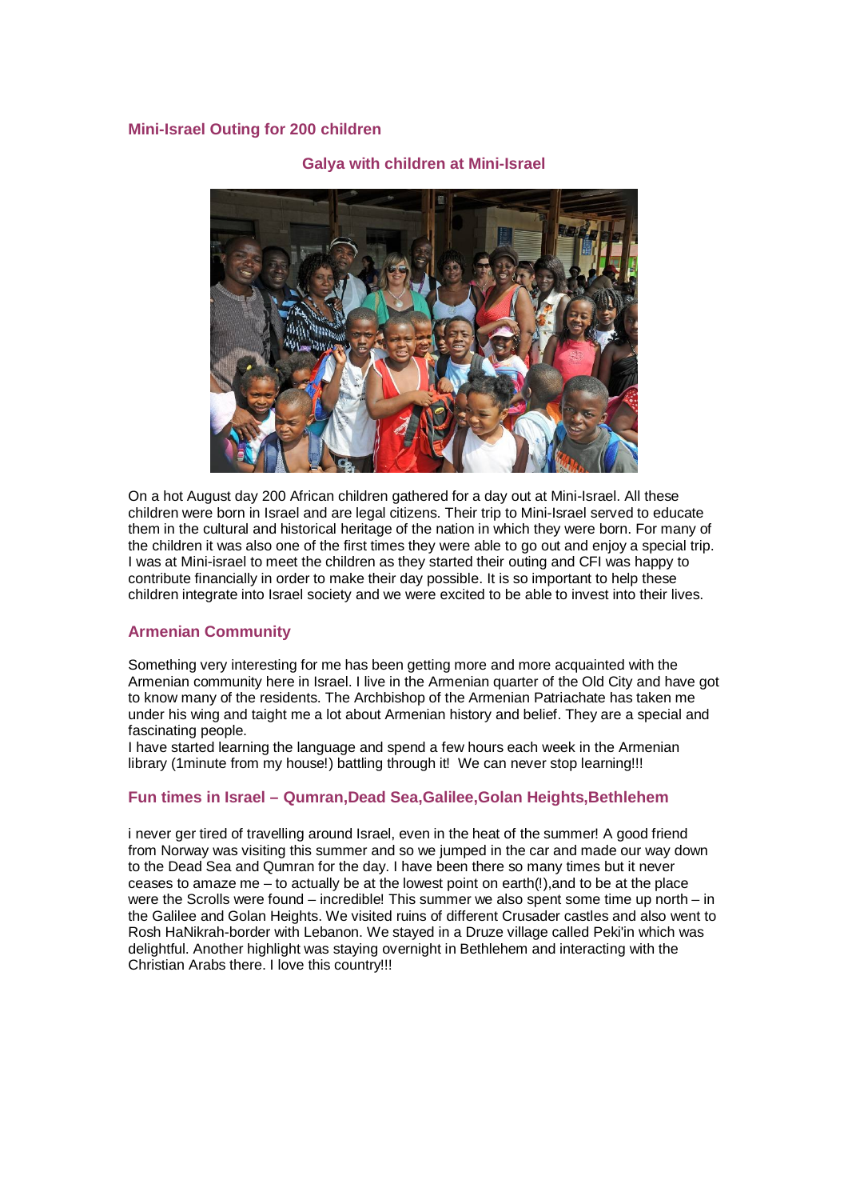## Mini-Israel Outing for 200 children

### Galya with children at Mini-Israel

On a hot August day 200 African children gathered for a day out at Mini-Israel. All these children were born in Israel and are legal citizens. Their trip to Mini-Israel served to educate them in the cultural and historical heritage of the nation in which they were born. For many of the children it was also one of the first times they were able to go out and enjoy a special trip. I was at Mini-israel to meet the children as they started their outing and CFI was happy to contribute financially in order to make their day possible. It is so important to help these children integrate into Israel society and we were excited to be able to invest into their lives.

## Armenian Community

Something very interesting for me has been getting more and more acquainted with the Armenian community here in Israel. I live in the Armenian quarter of the Old City and have got to know many of the residents. The Archbishop of the Armenian Patriachate has taken me under his wing and taight me a lot about Armenian history and belief. They are a special and fascinating people.

I have started learning the language and spend a few hours each week in the Armenian library (1minute from my house!) battling through it! We can never stop learning!!!

## Fun times in Israel – Qumran,Dead Sea,Galilee,Golan Heights,Bethlehem

i never ger tired of travelling around Israel, even in the heat of the summer! A good friend from Norway was visiting this summer and so we jumped in the car and made our way down to the Dead Sea and Qumran for the day. I have been there so many times but it never ceases to amaze me – to actually be at the lowest point on earth(!),and to be at the place were the Scrolls were found – incredible! This summer we also spent some time up north – in the Galilee and Golan Heights. We visited ruins of different Crusader castles and also went to Rosh HaNikrah-border with Lebanon. We stayed in a Druze village called Peki'in which was delightful. Another highlight was staying overnight in Bethlehem and interacting with the Christian Arabs there. I love this country!!!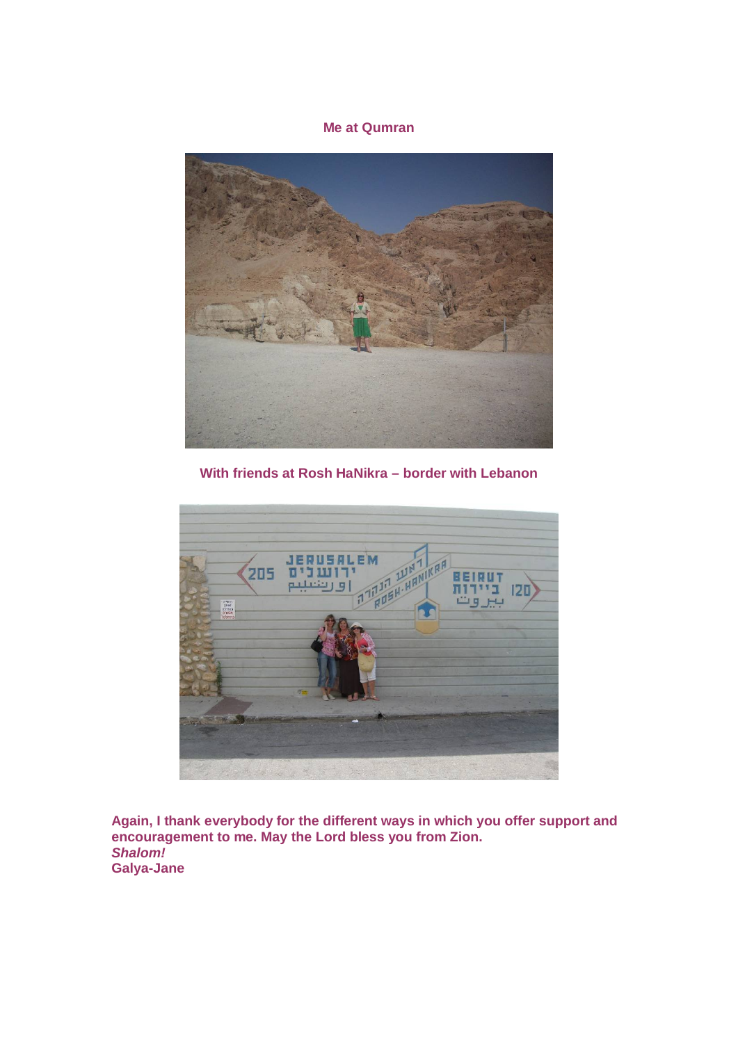**Me at Qumran**

**With friends at Rosh HaNikra – border with Lebanon**

**Again, I thank everybody for the different ways in which you offer support and encouragement to me. May the Lord bless you from Zion.**
***Shalom!***
**Galya-Jane**